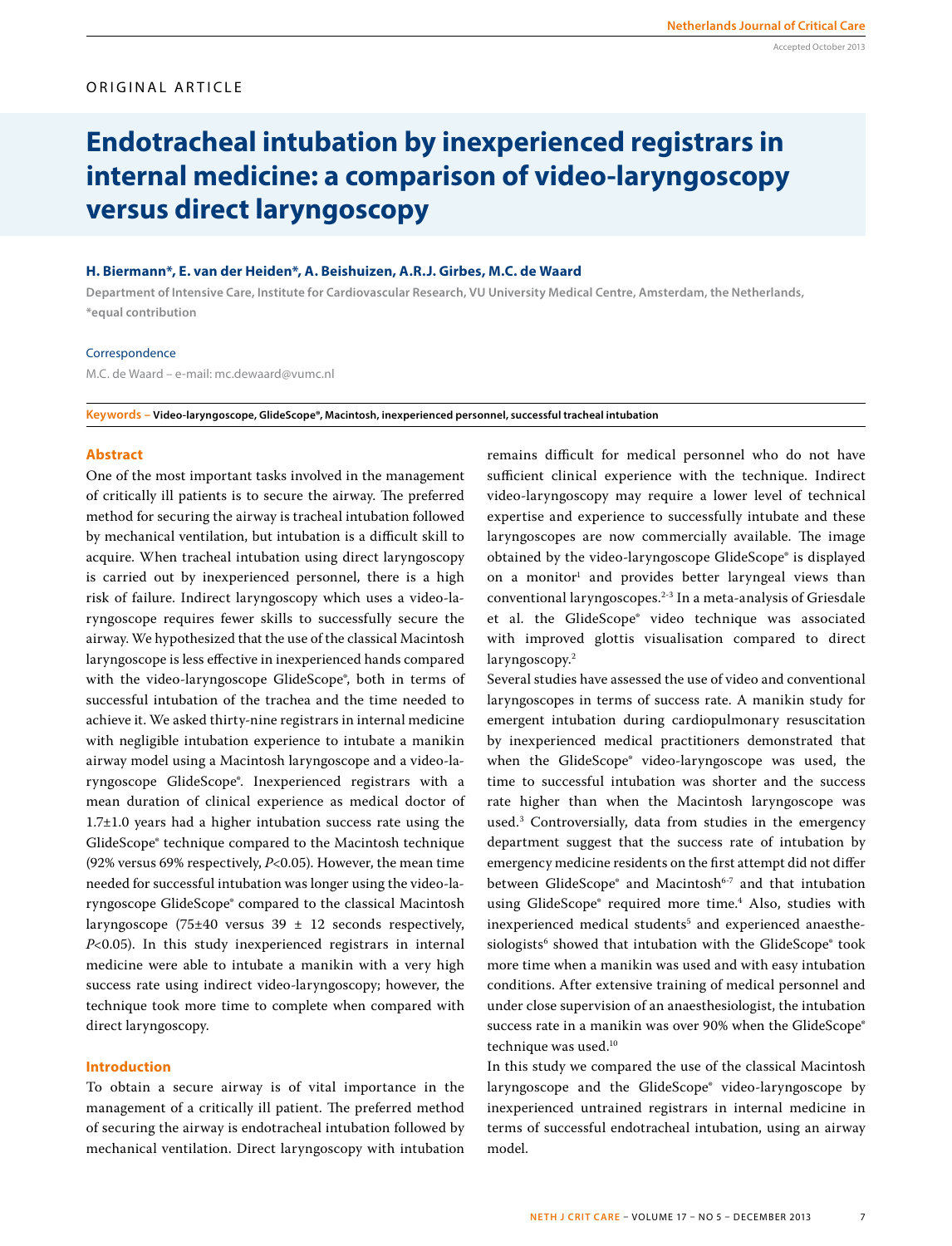ORIGINAL ARTICLE

# Endotracheal intubation by inexperienced registrars in internal medicine: a comparison of video-laryngoscopy versus direct laryngoscopy

**H. Biermann\*, E. van der Heiden\*, A. Beishuizen, A.R.J. Girbes, M.C. de Waard**

Department of Intensive Care, Institute for Cardiovascular Research, VU University Medical Centre, Amsterdam, the Netherlands, \*equal contribution

Correspondence

M.C. de Waard – e-mail: mc.dewaard@vumc.nl

**Keywords –** **Video-laryngoscope, GlideScope®, Macintosh, inexperienced personnel, successful tracheal intubation**

## Abstract

One of the most important tasks involved in the management of critically ill patients is to secure the airway. The preferred method for securing the airway is tracheal intubation followed by mechanical ventilation, but intubation is a difficult skill to acquire. When tracheal intubation using direct laryngoscopy is carried out by inexperienced personnel, there is a high risk of failure. Indirect laryngoscopy which uses a video-laryngoscope requires fewer skills to successfully secure the airway. We hypothesized that the use of the classical Macintosh laryngoscope is less effective in inexperienced hands compared with the video-laryngoscope GlideScope®, both in terms of successful intubation of the trachea and the time needed to achieve it. We asked thirty-nine registrars in internal medicine with negligible intubation experience to intubate a manikin airway model using a Macintosh laryngoscope and a video-laryngoscope GlideScope®. Inexperienced registrars with a mean duration of clinical experience as medical doctor of 1.7±1.0 years had a higher intubation success rate using the GlideScope® technique compared to the Macintosh technique (92% versus 69% respectively, $P<0.05$). However, the mean time needed for successful intubation was longer using the video-laryngoscope GlideScope® compared to the classical Macintosh laryngoscope (75±40 versus 39 ± 12 seconds respectively, $P<0.05$). In this study inexperienced registrars in internal medicine were able to intubate a manikin with a very high success rate using indirect video-laryngoscopy; however, the technique took more time to complete when compared with direct laryngoscopy.

## Introduction

To obtain a secure airway is of vital importance in the management of a critically ill patient. The preferred method of securing the airway is endotracheal intubation followed by mechanical ventilation. Direct laryngoscopy with intubation remains difficult for medical personnel who do not have sufficient clinical experience with the technique. Indirect video-laryngoscopy may require a lower level of technical expertise and experience to successfully intubate and these laryngoscopes are now commercially available. The image obtained by the video-laryngoscope GlideScope® is displayed on a monitor[1] and provides better laryngeal views than conventional laryngoscopes.[2-3] In a meta-analysis of Griesdale et al. the GlideScope® video technique was associated with improved glottis visualisation compared to direct laryngoscopy.[2]

Several studies have assessed the use of video and conventional laryngoscopes in terms of success rate. A manikin study for emergent intubation during cardiopulmonary resuscitation by inexperienced medical practitioners demonstrated that when the GlideScope® video-laryngoscope was used, the time to successful intubation was shorter and the success rate higher than when the Macintosh laryngoscope was used.[3] Controversially, data from studies in the emergency department suggest that the success rate of intubation by emergency medicine residents on the first attempt did not differ between GlideScope® and Macintosh[6-7] and that intubation using GlideScope® required more time.[4] Also, studies with inexperienced medical students[5] and experienced anaesthesiologists[6] showed that intubation with the GlideScope® took more time when a manikin was used and with easy intubation conditions. After extensive training of medical personnel and under close supervision of an anaesthesiologist, the intubation success rate in a manikin was over 90% when the GlideScope® technique was used.[10]

In this study we compared the use of the classical Macintosh laryngoscope and the GlideScope® video-laryngoscope by inexperienced untrained registrars in internal medicine in terms of successful endotracheal intubation, using an airway model.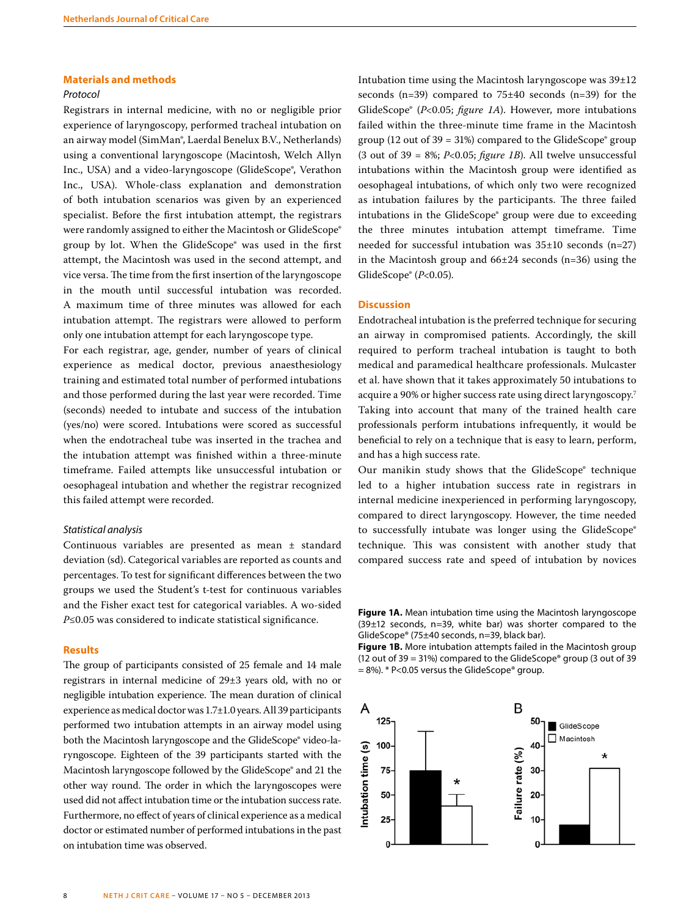## Materials and methods

### *Protocol*

Registrars in internal medicine, with no or negligible prior experience of laryngoscopy, performed tracheal intubation on an airway model (SimMan®, Laerdal Benelux B.V., Netherlands) using a conventional laryngoscope (Macintosh, Welch Allyn Inc., USA) and a video-laryngoscope (GlideScope®, Verathon Inc., USA). Whole-class explanation and demonstration of both intubation scenarios was given by an experienced specialist. Before the first intubation attempt, the registrars were randomly assigned to either the Macintosh or GlideScope® group by lot. When the GlideScope® was used in the first attempt, the Macintosh was used in the second attempt, and vice versa. The time from the first insertion of the laryngoscope in the mouth until successful intubation was recorded. A maximum time of three minutes was allowed for each intubation attempt. The registrars were allowed to perform only one intubation attempt for each laryngoscope type.

For each registrar, age, gender, number of years of clinical experience as medical doctor, previous anaesthesiology training and estimated total number of performed intubations and those performed during the last year were recorded. Time (seconds) needed to intubate and success of the intubation (yes/no) were scored. Intubations were scored as successful when the endotracheal tube was inserted in the trachea and the intubation attempt was finished within a three-minute timeframe. Failed attempts like unsuccessful intubation or oesophageal intubation and whether the registrar recognized this failed attempt were recorded.

### *Statistical analysis*

Continuous variables are presented as mean ± standard deviation (sd). Categorical variables are reported as counts and percentages. To test for significant differences between the two groups we used the Student's t-test for continuous variables and the Fisher exact test for categorical variables. A wo-sided $P \leq 0.05$ was considered to indicate statistical significance.

## Results

The group of participants consisted of 25 female and 14 male registrars in internal medicine of 29±3 years old, with no or negligible intubation experience. The mean duration of clinical experience as medical doctor was 1.7±1.0 years. All 39 participants performed two intubation attempts in an airway model using both the Macintosh laryngoscope and the GlideScope® video-laryngoscope. Eighteen of the 39 participants started with the Macintosh laryngoscope followed by the GlideScope® and 21 the other way round. The order in which the laryngoscopes were used did not affect intubation time or the intubation success rate. Furthermore, no effect of years of clinical experience as a medical doctor or estimated number of performed intubations in the past on intubation time was observed.

Intubation time using the Macintosh laryngoscope was 39±12 seconds (n=39) compared to 75±40 seconds (n=39) for the GlideScope® ($P<0.05$; *figure 1A*). However, more intubations failed within the three-minute time frame in the Macintosh group (12 out of 39 = 31%) compared to the GlideScope® group (3 out of 39 = 8%; $P<0.05$; *figure 1B*). All twelve unsuccessful intubations within the Macintosh group were identified as oesophageal intubations, of which only two were recognized as intubation failures by the participants. The three failed intubations in the GlideScope® group were due to exceeding the three minutes intubation attempt timeframe. Time needed for successful intubation was 35±10 seconds (n=27) in the Macintosh group and 66±24 seconds (n=36) using the GlideScope® ($P<0.05$).

## Discussion

Endotracheal intubation is the preferred technique for securing an airway in compromised patients. Accordingly, the skill required to perform tracheal intubation is taught to both medical and paramedical healthcare professionals. Mulcaster et al. have shown that it takes approximately 50 intubations to acquire a 90% or higher success rate using direct laryngoscopy.[7] Taking into account that many of the trained health care professionals perform intubations infrequently, it would be beneficial to rely on a technique that is easy to learn, perform, and has a high success rate.

Our manikin study shows that the GlideScope® technique led to a higher intubation success rate in registrars in internal medicine inexperienced in performing laryngoscopy, compared to direct laryngoscopy. However, the time needed to successfully intubate was longer using the GlideScope® technique. This was consistent with another study that compared success rate and speed of intubation by novices

**Figure 1A.** Mean intubation time using the Macintosh laryngoscope (39±12 seconds, n=39, white bar) was shorter compared to the GlideScope® (75±40 seconds, n=39, black bar).

**Figure 1B.** More intubation attempts failed in the Macintosh group (12 out of 39 = 31%) compared to the GlideScope® group (3 out of 39 = 8%). * P<0.05 versus the GlideScope® group.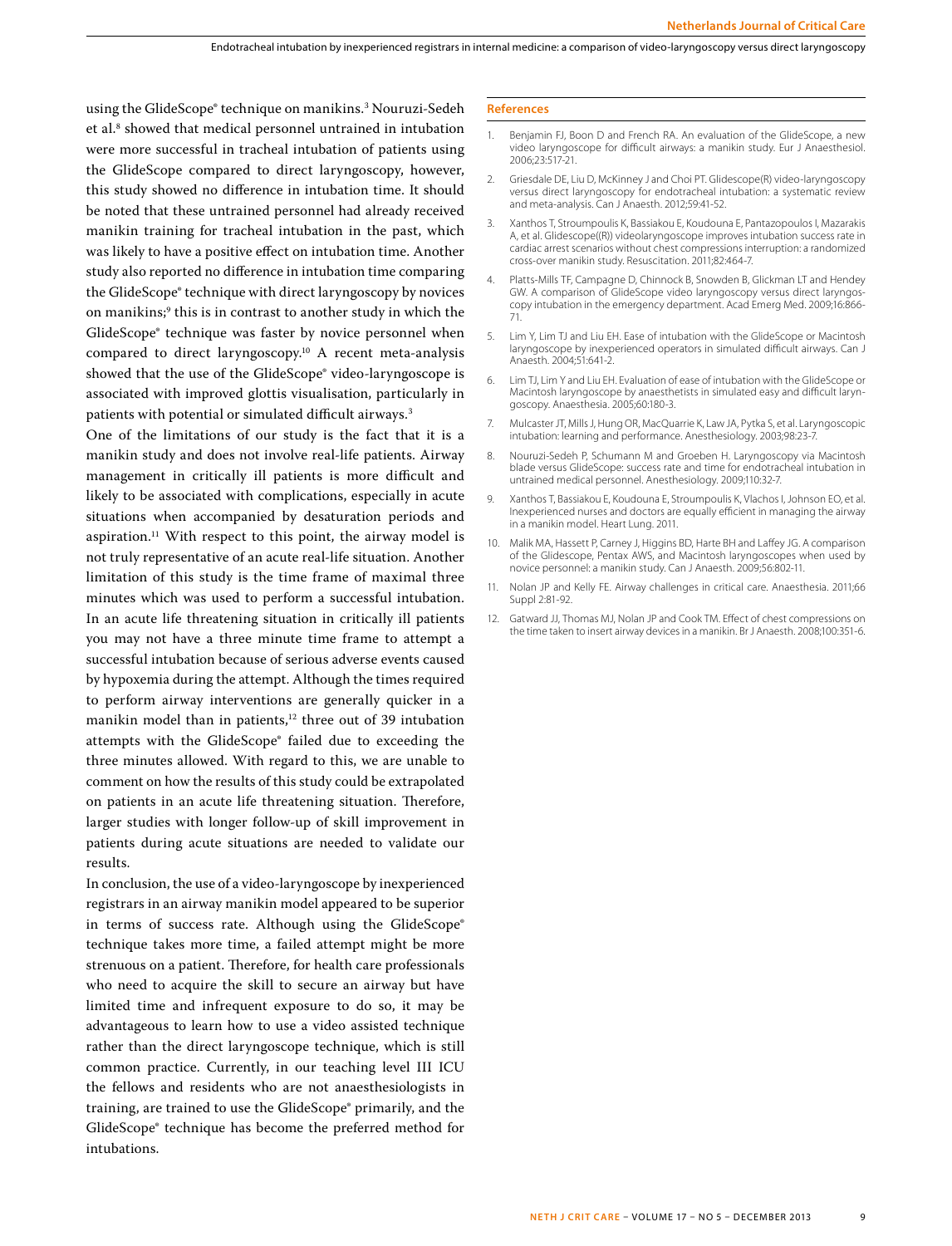using the GlideScope® technique on manikins.[3] Nouruzi-Sedeh et al.[8] showed that medical personnel untrained in intubation were more successful in tracheal intubation of patients using the GlideScope compared to direct laryngoscopy, however, this study showed no difference in intubation time. It should be noted that these untrained personnel had already received manikin training for tracheal intubation in the past, which was likely to have a positive effect on intubation time. Another study also reported no difference in intubation time comparing the GlideScope® technique with direct laryngoscopy by novices on manikins;[9] this is in contrast to another study in which the GlideScope® technique was faster by novice personnel when compared to direct laryngoscopy.[10] A recent meta-analysis showed that the use of the GlideScope® video-laryngoscope is associated with improved glottis visualisation, particularly in patients with potential or simulated difficult airways.[3]

One of the limitations of our study is the fact that it is a manikin study and does not involve real-life patients. Airway management in critically ill patients is more difficult and likely to be associated with complications, especially in acute situations when accompanied by desaturation periods and aspiration.[11] With respect to this point, the airway model is not truly representative of an acute real-life situation. Another limitation of this study is the time frame of maximal three minutes which was used to perform a successful intubation. In an acute life threatening situation in critically ill patients you may not have a three minute time frame to attempt a successful intubation because of serious adverse events caused by hypoxemia during the attempt. Although the times required to perform airway interventions are generally quicker in a manikin model than in patients,[12] three out of 39 intubation attempts with the GlideScope® failed due to exceeding the three minutes allowed. With regard to this, we are unable to comment on how the results of this study could be extrapolated on patients in an acute life threatening situation. Therefore, larger studies with longer follow-up of skill improvement in patients during acute situations are needed to validate our results.

In conclusion, the use of a video-laryngoscope by inexperienced registrars in an airway manikin model appeared to be superior in terms of success rate. Although using the GlideScope® technique takes more time, a failed attempt might be more strenuous on a patient. Therefore, for health care professionals who need to acquire the skill to secure an airway but have limited time and infrequent exposure to do so, it may be advantageous to learn how to use a video assisted technique rather than the direct laryngoscope technique, which is still common practice. Currently, in our teaching level III ICU the fellows and residents who are not anaesthesiologists in training, are trained to use the GlideScope® primarily, and the GlideScope® technique has become the preferred method for intubations.

## References

1. Benjamin FJ, Boon D and French RA. An evaluation of the GlideScope, a new video laryngoscope for difficult airways: a manikin study. Eur J Anaesthesiol. 2006;23:517-21.
2. Griesdale DE, Liu D, McKinney J and Choi PT. Glidescope(R) video-laryngoscopy versus direct laryngoscopy for endotracheal intubation: a systematic review and meta-analysis. Can J Anaesth. 2012;59:41-52.
3. Xanthos T, Stroumpoulis K, Bassiakou E, Koudouna E, Pantazopoulos I, Mazarakis A, et al. Glidescope((R)) videolaryngoscope improves intubation success rate in cardiac arrest scenarios without chest compressions interruption: a randomized cross-over manikin study. Resuscitation. 2011;82:464-7.
4. Platts-Mills TF, Campagne D, Chinnock B, Snowden B, Glickman LT and Hendey GW. A comparison of GlideScope video laryngoscopy versus direct laryngoscopy intubation in the emergency department. Acad Emerg Med. 2009;16:866-71.
5. Lim Y, Lim TJ and Liu EH. Ease of intubation with the GlideScope or Macintosh laryngoscope by inexperienced operators in simulated difficult airways. Can J Anaesth. 2004;51:641-2.
6. Lim TJ, Lim Y and Liu EH. Evaluation of ease of intubation with the GlideScope or Macintosh laryngoscope by anaesthetists in simulated easy and difficult laryngoscopy. Anaesthesia. 2005;60:180-3.
7. Mulcaster JT, Mills J, Hung OR, MacQuarrie K, Law JA, Pytka S, et al. Laryngoscopic intubation: learning and performance. Anesthesiology. 2003;98:23-7.
8. Nouruzi-Sedeh P, Schumann M and Groeben H. Laryngoscopy via Macintosh blade versus GlideScope: success rate and time for endotracheal intubation in untrained medical personnel. Anesthesiology. 2009;110:32-7.
9. Xanthos T, Bassiakou E, Koudouna E, Stroumpoulis K, Vlachos I, Johnson EO, et al. Inexperienced nurses and doctors are equally efficient in managing the airway in a manikin model. Heart Lung. 2011.
10. Malik MA, Hassett P, Carney J, Higgins BD, Harte BH and Laffey JG. A comparison of the Glidescope, Pentax AWS, and Macintosh laryngoscopes when used by novice personnel: a manikin study. Can J Anaesth. 2009;56:802-11.
11. Nolan JP and Kelly FE. Airway challenges in critical care. Anaesthesia. 2011;66 Suppl 2:81-92.
12. Gatward JJ, Thomas MJ, Nolan JP and Cook TM. Effect of chest compressions on the time taken to insert airway devices in a manikin. Br J Anaesth. 2008;100:351-6.